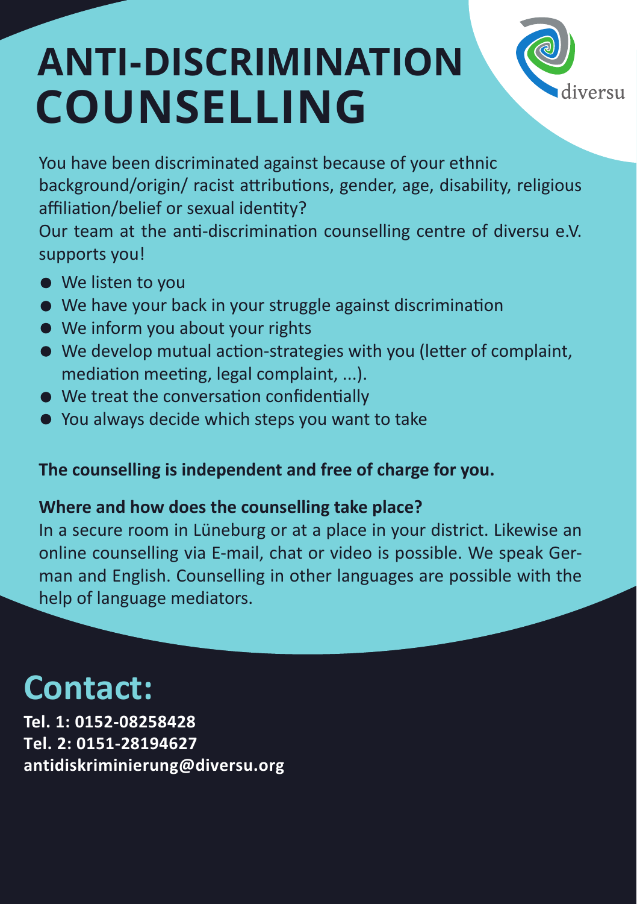# ANTI-DISCRIMINATION COUNSELLING

diversu

You have been discriminated against because of your ethnic background/origin/ racist attributions, gender, age, disability, religious affiliation/belief or sexual identity?
Our team at the anti-discrimination counselling centre of diversu e.V. supports you!

- We listen to you
- We have your back in your struggle against discrimination
- We inform you about your rights
- We develop mutual action-strategies with you (letter of complaint, mediation meeting, legal complaint, ...).
- We treat the conversation confidentially
- You always decide which steps you want to take

**The counselling is independent and free of charge for you.**

**Where and how does the counselling take place?**
In a secure room in Lüneburg or at a place in your district. Likewise an online counselling via E-mail, chat or video is possible. We speak German and English. Counselling in other languages are possible with the help of language mediators.

## Contact:

**Tel. 1: 0152-08258428**
**Tel. 2: 0151-28194627**
**antidiskriminierung@diversu.org**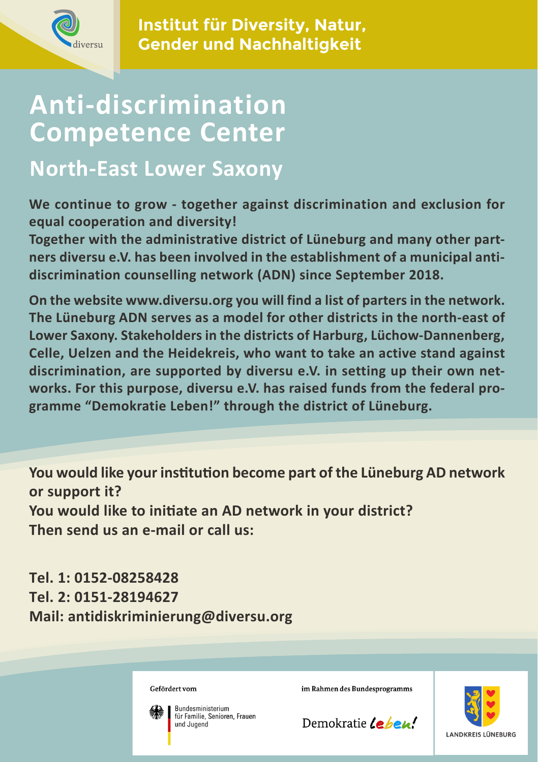Institut für Diversity, Natur, Gender und Nachhaltigkeit

# Anti-discrimination Competence Center

## North-East Lower Saxony

**We continue to grow - together against discrimination and exclusion for equal cooperation and diversity!**
**Together with the administrative district of Lüneburg and many other partners diversu e.V. has been involved in the establishment of a municipal anti-discrimination counselling network (ADN) since September 2018.**

**On the website www.diversu.org you will find a list of parters in the network. The Lüneburg ADN serves as a model for other districts in the north-east of Lower Saxony. Stakeholders in the districts of Harburg, Lüchow-Dannenberg, Celle, Uelzen and the Heidekreis, who want to take an active stand against discrimination, are supported by diversu e.V. in setting up their own networks. For this purpose, diversu e.V. has raised funds from the federal programme "Demokratie Leben!" through the district of Lüneburg.**

**You would like your institution become part of the Lüneburg AD network or support it?**
**You would like to initiate an AD network in your district?**
**Then send us an e-mail or call us:**

**Tel. 1: 0152-08258428**
**Tel. 2: 0151-28194627**
**Mail: antidiskriminierung@diversu.org**

Gefördert vom

Bundesministerium für Familie, Senioren, Frauen und Jugend

im Rahmen des Bundesprogramms

Demokratie leben!

LANDKREIS LÜNEBURG